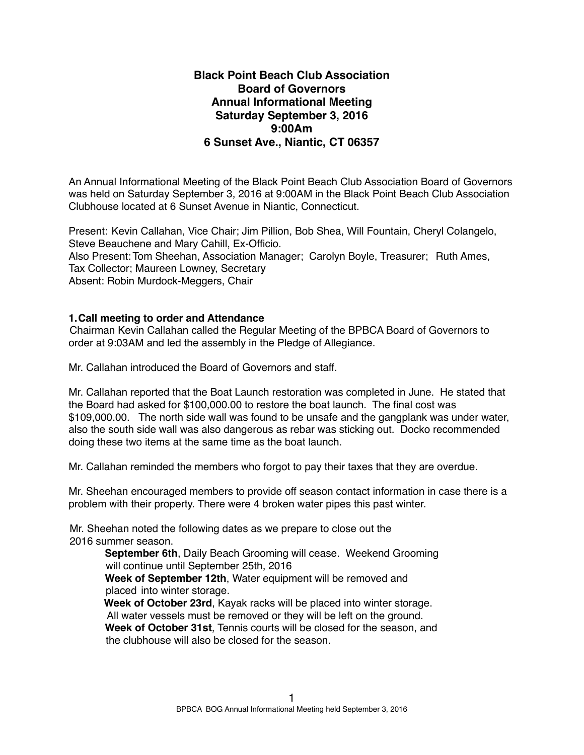# Black Point Beach Club Association
## Board of Governors
## Annual Informational Meeting
## Saturday September 3, 2016
## 9:00Am
## 6 Sunset Ave., Niantic, CT 06357

An Annual Informational Meeting of the Black Point Beach Club Association Board of Governors was held on Saturday September 3, 2016 at 9:00AM in the Black Point Beach Club Association Clubhouse located at 6 Sunset Avenue in Niantic, Connecticut.

Present: Kevin Callahan, Vice Chair; Jim Pillion, Bob Shea, Will Fountain, Cheryl Colangelo, Steve Beauchene and Mary Cahill, Ex-Officio.
Also Present: Tom Sheehan, Association Manager; Carolyn Boyle, Treasurer; Ruth Ames, Tax Collector; Maureen Lowney, Secretary
Absent: Robin Murdock-Meggers, Chair

**1. Call meeting to order and Attendance**

Chairman Kevin Callahan called the Regular Meeting of the BPBCA Board of Governors to order at 9:03AM and led the assembly in the Pledge of Allegiance.

Mr. Callahan introduced the Board of Governors and staff.

Mr. Callahan reported that the Boat Launch restoration was completed in June. He stated that the Board had asked for $100,000.00 to restore the boat launch. The final cost was $109,000.00. The north side wall was found to be unsafe and the gangplank was under water, also the south side wall was also dangerous as rebar was sticking out. Docko recommended doing these two items at the same time as the boat launch.

Mr. Callahan reminded the members who forgot to pay their taxes that they are overdue.

Mr. Sheehan encouraged members to provide off season contact information in case there is a problem with their property. There were 4 broken water pipes this past winter.

Mr. Sheehan noted the following dates as we prepare to close out the 2016 summer season.

- **September 6th**, Daily Beach Grooming will cease. Weekend Grooming will continue until September 25th, 2016
- **Week of September 12th**, Water equipment will be removed and placed into winter storage.
- **Week of October 23rd**, Kayak racks will be placed into winter storage. All water vessels must be removed or they will be left on the ground.
- **Week of October 31st**, Tennis courts will be closed for the season, and the clubhouse will also be closed for the season.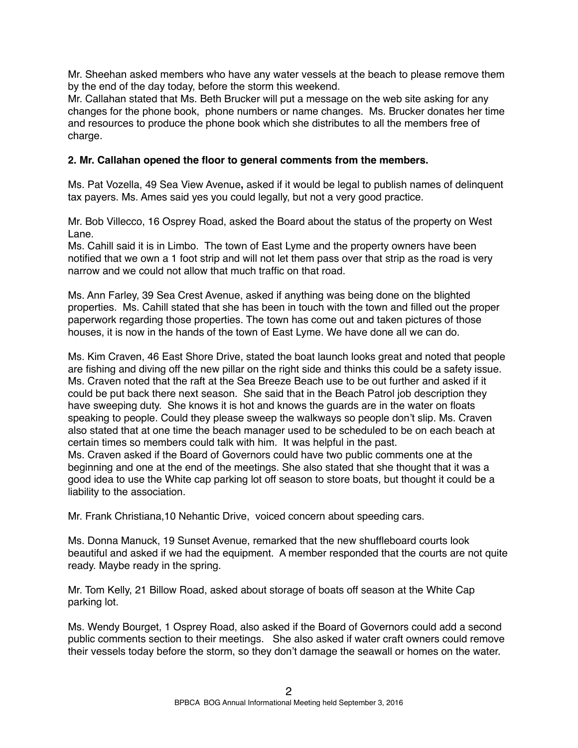Mr. Sheehan asked members who have any water vessels at the beach to please remove them by the end of the day today, before the storm this weekend.
Mr. Callahan stated that Ms. Beth Brucker will put a message on the web site asking for any changes for the phone book, phone numbers or name changes. Ms. Brucker donates her time and resources to produce the phone book which she distributes to all the members free of charge.

**2. Mr. Callahan opened the floor to general comments from the members.**

Ms. Pat Vozella, 49 Sea View Avenue**,** asked if it would be legal to publish names of delinquent tax payers. Ms. Ames said yes you could legally, but not a very good practice.

Mr. Bob Villecco, 16 Osprey Road, asked the Board about the status of the property on West Lane.
Ms. Cahill said it is in Limbo. The town of East Lyme and the property owners have been notified that we own a 1 foot strip and will not let them pass over that strip as the road is very narrow and we could not allow that much traffic on that road.

Ms. Ann Farley, 39 Sea Crest Avenue, asked if anything was being done on the blighted properties. Ms. Cahill stated that she has been in touch with the town and filled out the proper paperwork regarding those properties. The town has come out and taken pictures of those houses, it is now in the hands of the town of East Lyme. We have done all we can do.

Ms. Kim Craven, 46 East Shore Drive, stated the boat launch looks great and noted that people are fishing and diving off the new pillar on the right side and thinks this could be a safety issue. Ms. Craven noted that the raft at the Sea Breeze Beach use to be out further and asked if it could be put back there next season. She said that in the Beach Patrol job description they have sweeping duty. She knows it is hot and knows the guards are in the water on floats speaking to people. Could they please sweep the walkways so people don't slip. Ms. Craven also stated that at one time the beach manager used to be scheduled to be on each beach at certain times so members could talk with him. It was helpful in the past.
Ms. Craven asked if the Board of Governors could have two public comments one at the beginning and one at the end of the meetings. She also stated that she thought that it was a good idea to use the White cap parking lot off season to store boats, but thought it could be a liability to the association.

Mr. Frank Christiana,10 Nehantic Drive, voiced concern about speeding cars.

Ms. Donna Manuck, 19 Sunset Avenue, remarked that the new shuffleboard courts look beautiful and asked if we had the equipment. A member responded that the courts are not quite ready. Maybe ready in the spring.

Mr. Tom Kelly, 21 Billow Road, asked about storage of boats off season at the White Cap parking lot.

Ms. Wendy Bourget, 1 Osprey Road, also asked if the Board of Governors could add a second public comments section to their meetings. She also asked if water craft owners could remove their vessels today before the storm, so they don't damage the seawall or homes on the water.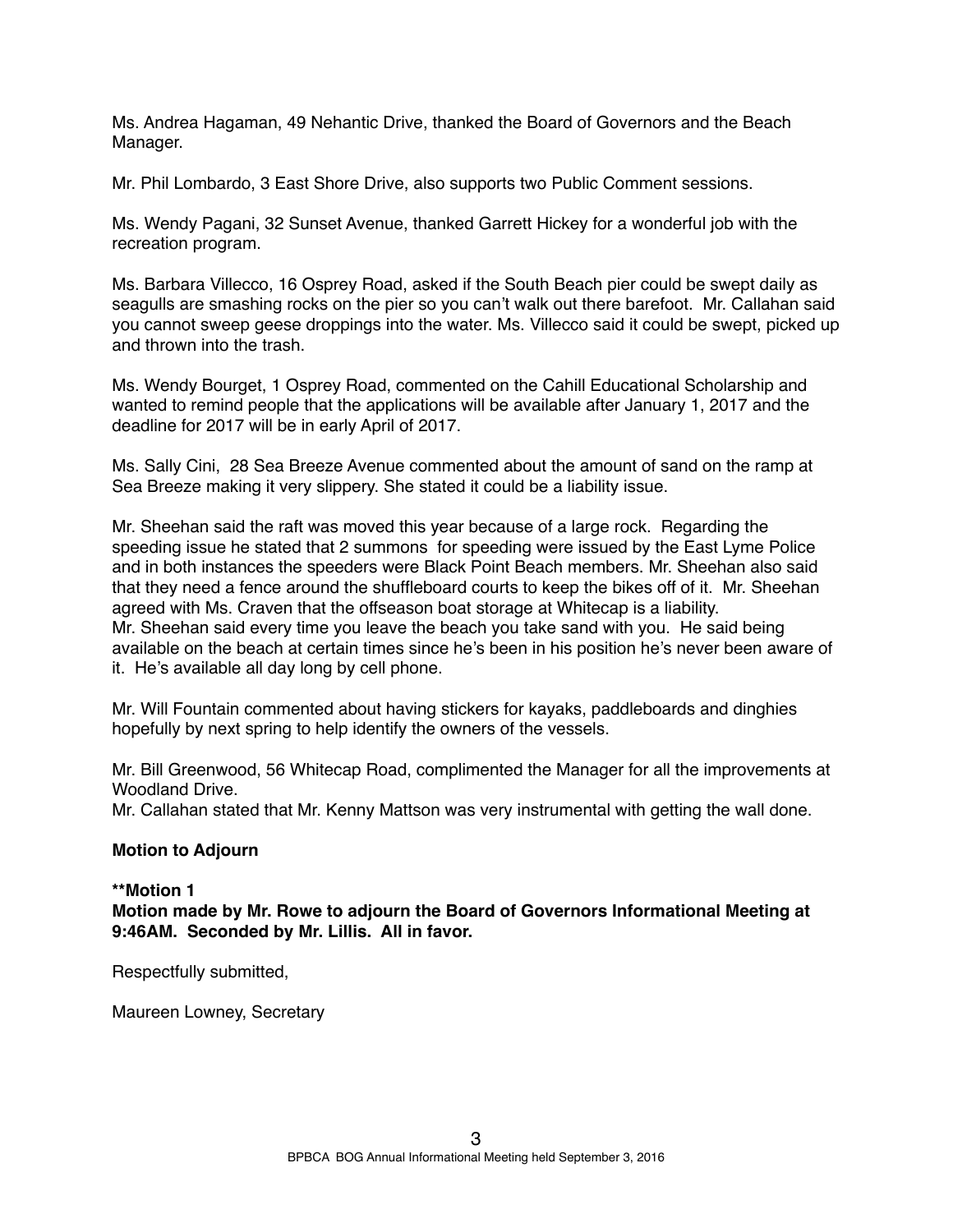Ms. Andrea Hagaman, 49 Nehantic Drive, thanked the Board of Governors and the Beach Manager.

Mr. Phil Lombardo, 3 East Shore Drive, also supports two Public Comment sessions.

Ms. Wendy Pagani, 32 Sunset Avenue, thanked Garrett Hickey for a wonderful job with the recreation program.

Ms. Barbara Villecco, 16 Osprey Road, asked if the South Beach pier could be swept daily as seagulls are smashing rocks on the pier so you can't walk out there barefoot. Mr. Callahan said you cannot sweep geese droppings into the water. Ms. Villecco said it could be swept, picked up and thrown into the trash.

Ms. Wendy Bourget, 1 Osprey Road, commented on the Cahill Educational Scholarship and wanted to remind people that the applications will be available after January 1, 2017 and the deadline for 2017 will be in early April of 2017.

Ms. Sally Cini, 28 Sea Breeze Avenue commented about the amount of sand on the ramp at Sea Breeze making it very slippery. She stated it could be a liability issue.

Mr. Sheehan said the raft was moved this year because of a large rock. Regarding the speeding issue he stated that 2 summons for speeding were issued by the East Lyme Police and in both instances the speeders were Black Point Beach members. Mr. Sheehan also said that they need a fence around the shuffleboard courts to keep the bikes off of it. Mr. Sheehan agreed with Ms. Craven that the offseason boat storage at Whitecap is a liability.
Mr. Sheehan said every time you leave the beach you take sand with you. He said being available on the beach at certain times since he's been in his position he's never been aware of it. He's available all day long by cell phone.

Mr. Will Fountain commented about having stickers for kayaks, paddleboards and dinghies hopefully by next spring to help identify the owners of the vessels.

Mr. Bill Greenwood, 56 Whitecap Road, complimented the Manager for all the improvements at Woodland Drive.
Mr. Callahan stated that Mr. Kenny Mattson was very instrumental with getting the wall done.

**Motion to Adjourn**

**\*\*Motion 1**
**Motion made by Mr. Rowe to adjourn the Board of Governors Informational Meeting at 9:46AM. Seconded by Mr. Lillis. All in favor.**

Respectfully submitted,

Maureen Lowney, Secretary